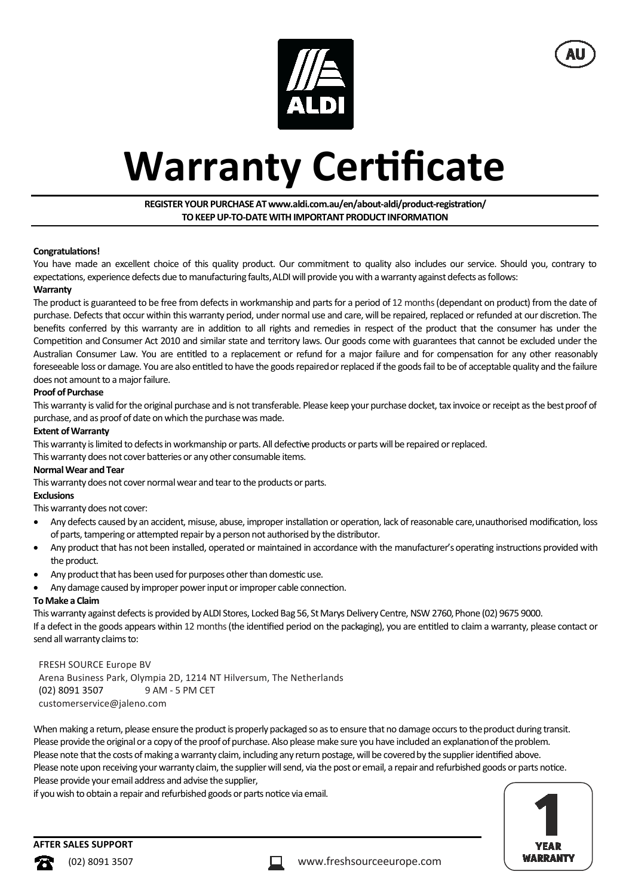ALDI

AU

# Warranty Certificate

**REGISTER YOUR PURCHASE AT www.aldi.com.au/en/about-aldi/product-registration/**
**TO KEEP UP-TO-DATE WITH IMPORTANT PRODUCT INFORMATION**

**Congratulations!**

You have made an excellent choice of this quality product. Our commitment to quality also includes our service. Should you, contrary to expectations, experience defects due to manufacturing faults, ALDI will provide you with a warranty against defects as follows:

**Warranty**

The product is guaranteed to be free from defects in workmanship and parts for a period of 12 months (dependant on product) from the date of purchase. Defects that occur within this warranty period, under normal use and care, will be repaired, replaced or refunded at our discretion. The benefits conferred by this warranty are in addition to all rights and remedies in respect of the product that the consumer has under the Competition and Consumer Act 2010 and similar state and territory laws. Our goods come with guarantees that cannot be excluded under the Australian Consumer Law. You are entitled to a replacement or refund for a major failure and for compensation for any other reasonably foreseeable loss or damage. You are also entitled to have the goods repaired or replaced if the goods fail to be of acceptable quality and the failure does not amount to a major failure.

**Proof of Purchase**

This warranty is valid for the original purchase and is not transferable. Please keep your purchase docket, tax invoice or receipt as the best proof of purchase, and as proof of date on which the purchase was made.

**Extent of Warranty**

This warranty is limited to defects in workmanship or parts. All defective products or parts will be repaired or replaced.
This warranty does not cover batteries or any other consumable items.

**Normal Wear and Tear**

This warranty does not cover normal wear and tear to the products or parts.

**Exclusions**

This warranty does not cover:

- Any defects caused by an accident, misuse, abuse, improper installation or operation, lack of reasonable care, unauthorised modification, loss of parts, tampering or attempted repair by a person not authorised by the distributor.
- Any product that has not been installed, operated or maintained in accordance with the manufacturer's operating instructions provided with the product.
- Any product that has been used for purposes other than domestic use.
- Any damage caused by improper power input or improper cable connection.

**To Make a Claim**

This warranty against defects is provided by ALDI Stores, Locked Bag 56, St Marys Delivery Centre, NSW 2760, Phone (02) 9675 9000.
If a defect in the goods appears within 12 months (the identified period on the packaging), you are entitled to claim a warranty, please contact or send all warranty claims to:

FRESH SOURCE Europe BV
Arena Business Park, Olympia 2D, 1214 NT Hilversum, The Netherlands
(02) 8091 3507 9 AM - 5 PM CET
customerservice@jaleno.com

When making a return, please ensure the product is properly packaged so as to ensure that no damage occurs to the product during transit.
Please provide the original or a copy of the proof of purchase. Also please make sure you have included an explanation of the problem.
Please note that the costs of making a warranty claim, including any return postage, will be covered by the supplier identified above.
Please note upon receiving your warranty claim, the supplier will send, via the post or email, a repair and refurbished goods or parts notice.
Please provide your email address and advise the supplier,
if you wish to obtain a repair and refurbished goods or parts notice via email.

**AFTER SALES SUPPORT**

(02) 8091 3507

www.freshsourceeurope.com

1 YEAR WARRANTY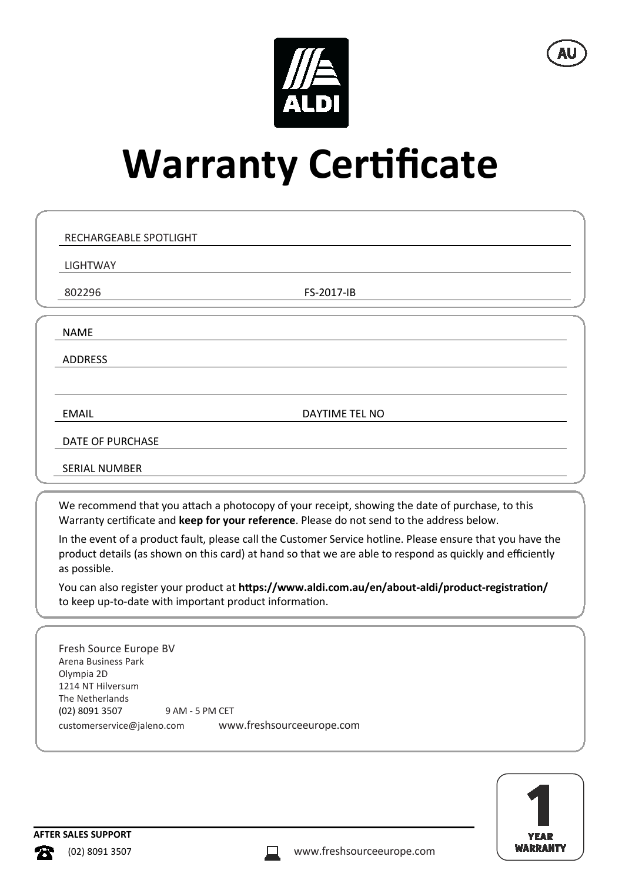ALDI

AU

# Warranty Certificate

RECHARGEABLE SPOTLIGHT

LIGHTWAY

802296 FS-2017-IB

NAME

ADDRESS

EMAIL DAYTIME TEL NO

DATE OF PURCHASE

SERIAL NUMBER

We recommend that you attach a photocopy of your receipt, showing the date of purchase, to this Warranty certificate and **keep for your reference**. Please do not send to the address below.

In the event of a product fault, please call the Customer Service hotline. Please ensure that you have the product details (as shown on this card) at hand so that we are able to respond as quickly and efficiently as possible.

You can also register your product at **https://www.aldi.com.au/en/about-aldi/product-registration/** to keep up-to-date with important product information.

Fresh Source Europe BV
Arena Business Park
Olympia 2D
1214 NT Hilversum
The Netherlands
(02) 8091 3507 9 AM - 5 PM CET
customerservice@jaleno.com www.freshsourceeurope.com

**AFTER SALES SUPPORT**

(02) 8091 3507 www.freshsourceeurope.com

1 YEAR WARRANTY